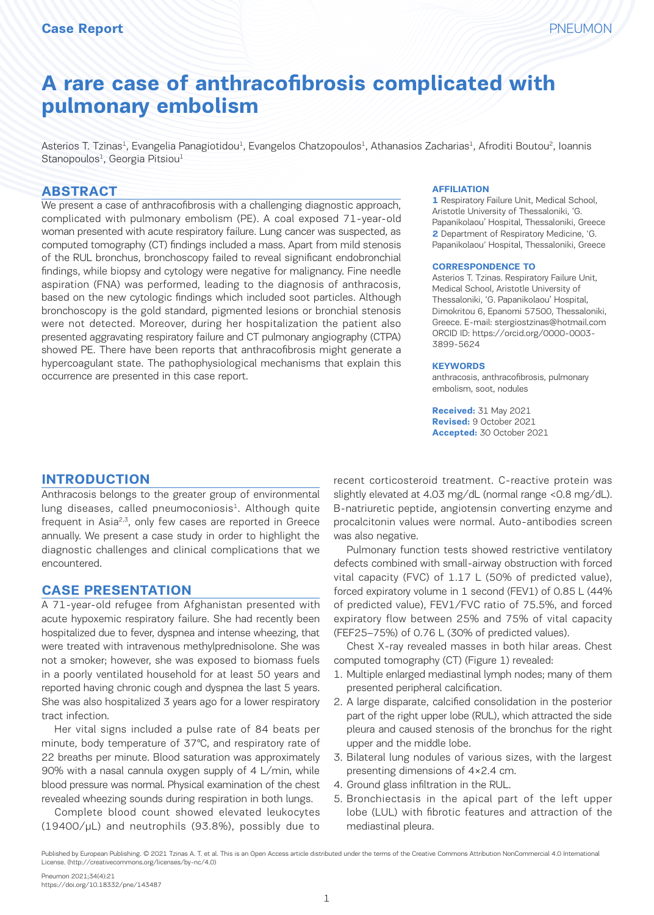Case Report

# A rare case of anthracofibrosis complicated with pulmonary embolism

Asterios T. Tzinas[1], Evangelia Panagiotidou[1], Evangelos Chatzopoulos[1], Athanasios Zacharias[1], Afroditi Boutou[2], Ioannis Stanopoulos[1], Georgia Pitsiou[1]

## ABSTRACT

We present a case of anthracofibrosis with a challenging diagnostic approach, complicated with pulmonary embolism (PE). A coal exposed 71-year-old woman presented with acute respiratory failure. Lung cancer was suspected, as computed tomography (CT) findings included a mass. Apart from mild stenosis of the RUL bronchus, bronchoscopy failed to reveal significant endobronchial findings, while biopsy and cytology were negative for malignancy. Fine needle aspiration (FNA) was performed, leading to the diagnosis of anthracosis, based on the new cytologic findings which included soot particles. Although bronchoscopy is the gold standard, pigmented lesions or bronchial stenosis were not detected. Moreover, during her hospitalization the patient also presented aggravating respiratory failure and CT pulmonary angiography (CTPA) showed PE. There have been reports that anthracofibrosis might generate a hypercoagulant state. The pathophysiological mechanisms that explain this occurrence are presented in this case report.

**AFFILIATION**

**1** Respiratory Failure Unit, Medical School, Aristotle University of Thessaloniki, 'G. Papanikolaou' Hospital, Thessaloniki, Greece
**2** Department of Respiratory Medicine, 'G. Papanikolaou' Hospital, Thessaloniki, Greece

**CORRESPONDENCE TO**

Asterios T. Tzinas. Respiratory Failure Unit, Medical School, Aristotle University of Thessaloniki, 'G. Papanikolaou' Hospital, Dimokritou 6, Epanomi 57500, Thessaloniki, Greece. E-mail: stergiostzinas@hotmail.com
ORCID ID: https://orcid.org/0000-0003-3899-5624

**KEYWORDS**

anthracosis, anthracofibrosis, pulmonary embolism, soot, nodules

**Received:** 31 May 2021
**Revised:** 9 October 2021
**Accepted:** 30 October 2021

## INTRODUCTION

Anthracosis belongs to the greater group of environmental lung diseases, called pneumoconiosis[1]. Although quite frequent in Asia[2,3], only few cases are reported in Greece annually. We present a case study in order to highlight the diagnostic challenges and clinical complications that we encountered.

## CASE PRESENTATION

A 71-year-old refugee from Afghanistan presented with acute hypoxemic respiratory failure. She had recently been hospitalized due to fever, dyspnea and intense wheezing, that were treated with intravenous methylprednisolone. She was not a smoker; however, she was exposed to biomass fuels in a poorly ventilated household for at least 50 years and reported having chronic cough and dyspnea the last 5 years. She was also hospitalized 3 years ago for a lower respiratory tract infection.

Her vital signs included a pulse rate of 84 beats per minute, body temperature of 37°C, and respiratory rate of 22 breaths per minute. Blood saturation was approximately 90% with a nasal cannula oxygen supply of 4 L/min, while blood pressure was normal. Physical examination of the chest revealed wheezing sounds during respiration in both lungs.

Complete blood count showed elevated leukocytes (19400/μL) and neutrophils (93.8%), possibly due to recent corticosteroid treatment. C-reactive protein was slightly elevated at 4.03 mg/dL (normal range <0.8 mg/dL). B-natriuretic peptide, angiotensin converting enzyme and procalcitonin values were normal. Auto-antibodies screen was also negative.

Pulmonary function tests showed restrictive ventilatory defects combined with small-airway obstruction with forced vital capacity (FVC) of 1.17 L (50% of predicted value), forced expiratory volume in 1 second (FEV1) of 0.85 L (44% of predicted value), FEV1/FVC ratio of 75.5%, and forced expiratory flow between 25% and 75% of vital capacity (FEF25–75%) of 0.76 L (30% of predicted values).

Chest X-ray revealed masses in both hilar areas. Chest computed tomography (CT) (Figure 1) revealed:

1. Multiple enlarged mediastinal lymph nodes; many of them presented peripheral calcification.
2. A large disparate, calcified consolidation in the posterior part of the right upper lobe (RUL), which attracted the side pleura and caused stenosis of the bronchus for the right upper and the middle lobe.
3. Bilateral lung nodules of various sizes, with the largest presenting dimensions of 4×2.4 cm.
4. Ground glass infiltration in the RUL.
5. Bronchiectasis in the apical part of the left upper lobe (LUL) with fibrotic features and attraction of the mediastinal pleura.

Published by European Publishing. © 2021 Tzinas A. T. et al. This is an Open Access article distributed under the terms of the Creative Commons Attribution NonCommercial 4.0 International License. (http://creativecommons.org/licenses/by-nc/4.0)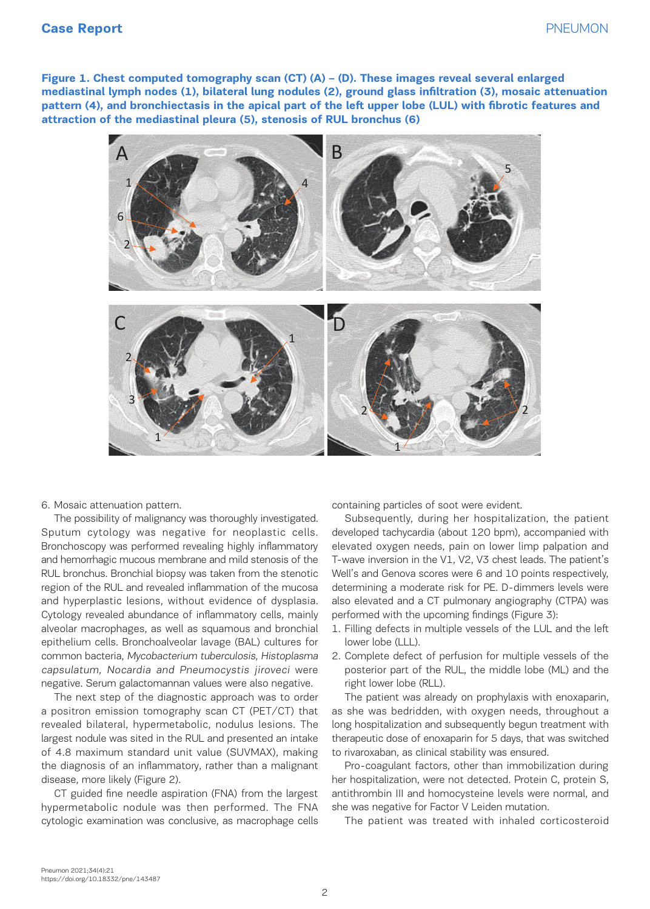**Figure 1. Chest computed tomography scan (CT) (A) – (D). These images reveal several enlarged mediastinal lymph nodes (1), bilateral lung nodules (2), ground glass infiltration (3), mosaic attenuation pattern (4), and bronchiectasis in the apical part of the left upper lobe (LUL) with fibrotic features and attraction of the mediastinal pleura (5), stenosis of RUL bronchus (6)**

6. Mosaic attenuation pattern.

The possibility of malignancy was thoroughly investigated. Sputum cytology was negative for neoplastic cells. Bronchoscopy was performed revealing highly inflammatory and hemorrhagic mucous membrane and mild stenosis of the RUL bronchus. Bronchial biopsy was taken from the stenotic region of the RUL and revealed inflammation of the mucosa and hyperplastic lesions, without evidence of dysplasia. Cytology revealed abundance of inflammatory cells, mainly alveolar macrophages, as well as squamous and bronchial epithelium cells. Bronchoalveolar lavage (BAL) cultures for common bacteria, *Mycobacterium tuberculosis, Histoplasma capsulatum, Nocardia and Pneumocystis jiroveci* were negative. Serum galactomannan values were also negative.

The next step of the diagnostic approach was to order a positron emission tomography scan CT (PET/CT) that revealed bilateral, hypermetabolic, nodulus lesions. The largest nodule was sited in the RUL and presented an intake of 4.8 maximum standard unit value (SUVMAX), making the diagnosis of an inflammatory, rather than a malignant disease, more likely (Figure 2).

CT guided fine needle aspiration (FNA) from the largest hypermetabolic nodule was then performed. The FNA cytologic examination was conclusive, as macrophage cells containing particles of soot were evident.

Subsequently, during her hospitalization, the patient developed tachycardia (about 120 bpm), accompanied with elevated oxygen needs, pain on lower limp palpation and T-wave inversion in the V1, V2, V3 chest leads. The patient's Well's and Genova scores were 6 and 10 points respectively, determining a moderate risk for PE. D-dimmers levels were also elevated and a CT pulmonary angiography (CTPA) was performed with the upcoming findings (Figure 3):

1. Filling defects in multiple vessels of the LUL and the left lower lobe (LLL).
2. Complete defect of perfusion for multiple vessels of the posterior part of the RUL, the middle lobe (ML) and the right lower lobe (RLL).

The patient was already on prophylaxis with enoxaparin, as she was bedridden, with oxygen needs, throughout a long hospitalization and subsequently begun treatment with therapeutic dose of enoxaparin for 5 days, that was switched to rivaroxaban, as clinical stability was ensured.

Pro-coagulant factors, other than immobilization during her hospitalization, were not detected. Protein C, protein S, antithrombin III and homocysteine levels were normal, and she was negative for Factor V Leiden mutation.

The patient was treated with inhaled corticosteroid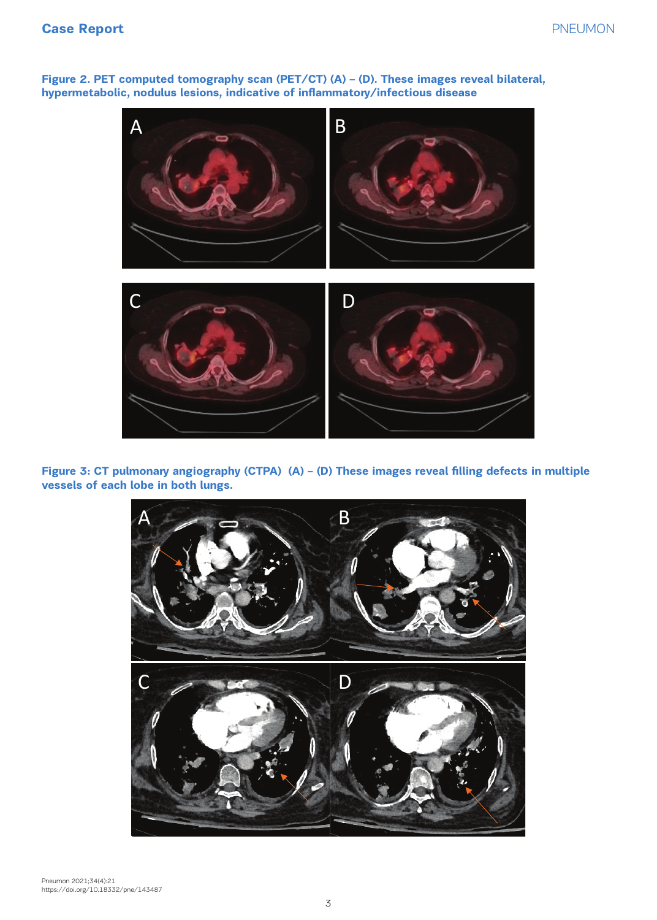**Figure 2. PET computed tomography scan (PET/CT) (A) – (D). These images reveal bilateral, hypermetabolic, nodulus lesions, indicative of inflammatory/infectious disease**

**Figure 3: CT pulmonary angiography (CTPA) (A) – (D) These images reveal filling defects in multiple vessels of each lobe in both lungs.**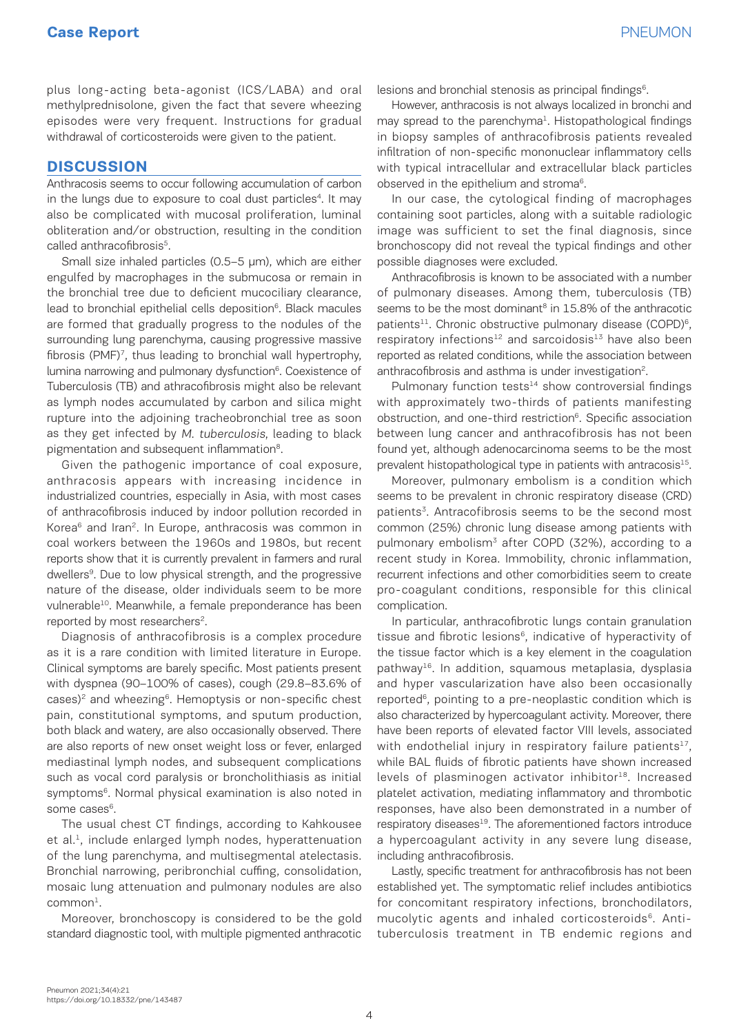plus long-acting beta-agonist (ICS/LABA) and oral methylprednisolone, given the fact that severe wheezing episodes were very frequent. Instructions for gradual withdrawal of corticosteroids were given to the patient.

## DISCUSSION

Anthracosis seems to occur following accumulation of carbon in the lungs due to exposure to coal dust particles[4]. It may also be complicated with mucosal proliferation, luminal obliteration and/or obstruction, resulting in the condition called anthracofibrosis[5].

Small size inhaled particles (0.5–5 μm), which are either engulfed by macrophages in the submucosa or remain in the bronchial tree due to deficient mucociliary clearance, lead to bronchial epithelial cells deposition[6]. Black macules are formed that gradually progress to the nodules of the surrounding lung parenchyma, causing progressive massive fibrosis (PMF)[7], thus leading to bronchial wall hypertrophy, lumina narrowing and pulmonary dysfunction[6]. Coexistence of Tuberculosis (TB) and athracofibrosis might also be relevant as lymph nodes accumulated by carbon and silica might rupture into the adjoining tracheobronchial tree as soon as they get infected by *M. tuberculosis*, leading to black pigmentation and subsequent inflammation[8].

Given the pathogenic importance of coal exposure, anthracosis appears with increasing incidence in industrialized countries, especially in Asia, with most cases of anthracofibrosis induced by indoor pollution recorded in Korea[6] and Iran[2]. In Europe, anthracosis was common in coal workers between the 1960s and 1980s, but recent reports show that it is currently prevalent in farmers and rural dwellers[9]. Due to low physical strength, and the progressive nature of the disease, older individuals seem to be more vulnerable[10]. Meanwhile, a female preponderance has been reported by most researchers[2].

Diagnosis of anthracofibrosis is a complex procedure as it is a rare condition with limited literature in Europe. Clinical symptoms are barely specific. Most patients present with dyspnea (90–100% of cases), cough (29.8–83.6% of cases)[2] and wheezing[6]. Hemoptysis or non-specific chest pain, constitutional symptoms, and sputum production, both black and watery, are also occasionally observed. There are also reports of new onset weight loss or fever, enlarged mediastinal lymph nodes, and subsequent complications such as vocal cord paralysis or broncholithiasis as initial symptoms[6]. Normal physical examination is also noted in some cases[6].

The usual chest CT findings, according to Kahkousee et al.[1], include enlarged lymph nodes, hyperattenuation of the lung parenchyma, and multisegmental atelectasis. Bronchial narrowing, peribronchial cuffing, consolidation, mosaic lung attenuation and pulmonary nodules are also common[1].

Moreover, bronchoscopy is considered to be the gold standard diagnostic tool, with multiple pigmented anthracotic lesions and bronchial stenosis as principal findings[6].

However, anthracosis is not always localized in bronchi and may spread to the parenchyma[1]. Histopathological findings in biopsy samples of anthracofibrosis patients revealed infiltration of non-specific mononuclear inflammatory cells with typical intracellular and extracellular black particles observed in the epithelium and stroma[6].

In our case, the cytological finding of macrophages containing soot particles, along with a suitable radiologic image was sufficient to set the final diagnosis, since bronchoscopy did not reveal the typical findings and other possible diagnoses were excluded.

Anthracofibrosis is known to be associated with a number of pulmonary diseases. Among them, tuberculosis (TB) seems to be the most dominant[8] in 15.8% of the anthracotic patients[11]. Chronic obstructive pulmonary disease (COPD)[6], respiratory infections[12] and sarcoidosis[13] have also been reported as related conditions, while the association between anthracofibrosis and asthma is under investigation[2].

Pulmonary function tests[14] show controversial findings with approximately two-thirds of patients manifesting obstruction, and one-third restriction[6]. Specific association between lung cancer and anthracofibrosis has not been found yet, although adenocarcinoma seems to be the most prevalent histopathological type in patients with antracosis[15].

Moreover, pulmonary embolism is a condition which seems to be prevalent in chronic respiratory disease (CRD) patients[3]. Antracofibrosis seems to be the second most common (25%) chronic lung disease among patients with pulmonary embolism[3] after COPD (32%), according to a recent study in Korea. Immobility, chronic inflammation, recurrent infections and other comorbidities seem to create pro-coagulant conditions, responsible for this clinical complication.

In particular, anthracofibrotic lungs contain granulation tissue and fibrotic lesions[6], indicative of hyperactivity of the tissue factor which is a key element in the coagulation pathway[16]. In addition, squamous metaplasia, dysplasia and hyper vascularization have also been occasionally reported[6], pointing to a pre-neoplastic condition which is also characterized by hypercoagulant activity. Moreover, there have been reports of elevated factor VIII levels, associated with endothelial injury in respiratory failure patients[17], while BAL fluids of fibrotic patients have shown increased levels of plasminogen activator inhibitor[18]. Increased platelet activation, mediating inflammatory and thrombotic responses, have also been demonstrated in a number of respiratory diseases[19]. The aforementioned factors introduce a hypercoagulant activity in any severe lung disease, including anthracofibrosis.

Lastly, specific treatment for anthracofibrosis has not been established yet. The symptomatic relief includes antibiotics for concomitant respiratory infections, bronchodilators, mucolytic agents and inhaled corticosteroids[6]. Anti-tuberculosis treatment in TB endemic regions and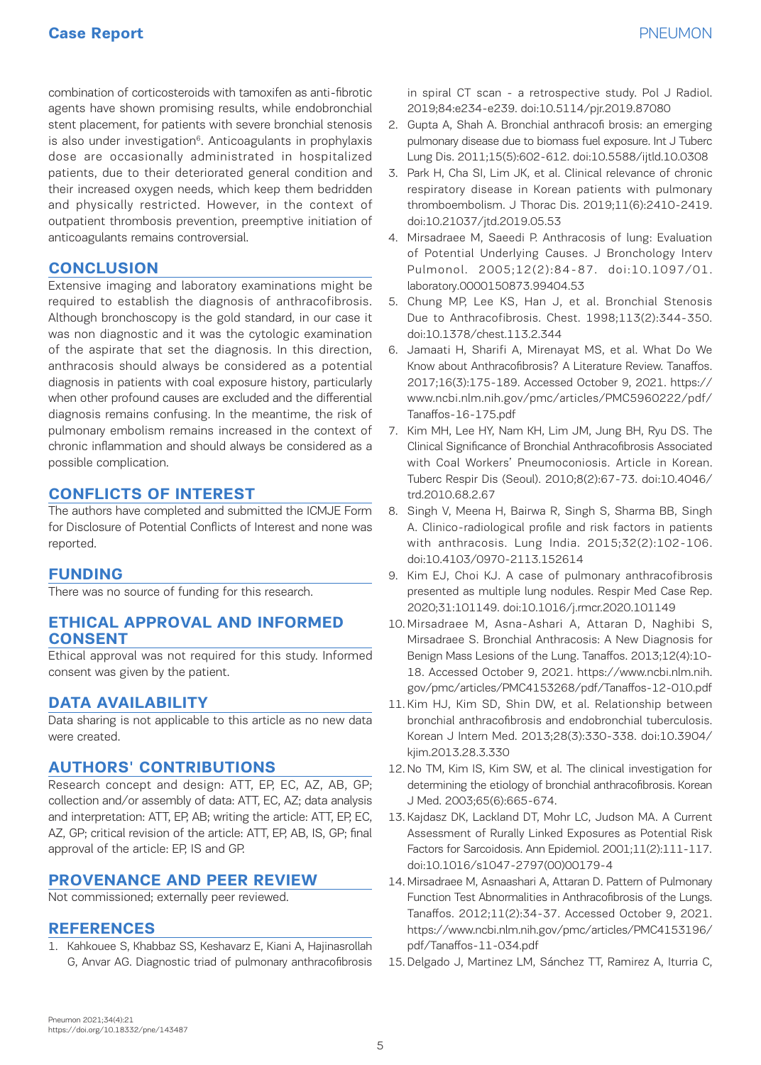combination of corticosteroids with tamoxifen as anti-fibrotic agents have shown promising results, while endobronchial stent placement, for patients with severe bronchial stenosis is also under investigation[6]. Anticoagulants in prophylaxis dose are occasionally administrated in hospitalized patients, due to their deteriorated general condition and their increased oxygen needs, which keep them bedridden and physically restricted. However, in the context of outpatient thrombosis prevention, preemptive initiation of anticoagulants remains controversial.

## CONCLUSION

Extensive imaging and laboratory examinations might be required to establish the diagnosis of anthracofibrosis. Although bronchoscopy is the gold standard, in our case it was non diagnostic and it was the cytologic examination of the aspirate that set the diagnosis. In this direction, anthracosis should always be considered as a potential diagnosis in patients with coal exposure history, particularly when other profound causes are excluded and the differential diagnosis remains confusing. In the meantime, the risk of pulmonary embolism remains increased in the context of chronic inflammation and should always be considered as a possible complication.

## CONFLICTS OF INTEREST

The authors have completed and submitted the ICMJE Form for Disclosure of Potential Conflicts of Interest and none was reported.

## FUNDING

There was no source of funding for this research.

## ETHICAL APPROVAL AND INFORMED CONSENT

Ethical approval was not required for this study. Informed consent was given by the patient.

## DATA AVAILABILITY

Data sharing is not applicable to this article as no new data were created.

## AUTHORS' CONTRIBUTIONS

Research concept and design: ATT, EP, EC, AZ, AB, GP; collection and/or assembly of data: ATT, EC, AZ; data analysis and interpretation: ATT, EP, AB; writing the article: ATT, EP, EC, AZ, GP; critical revision of the article: ATT, EP, AB, IS, GP; final approval of the article: EP, IS and GP.

## PROVENANCE AND PEER REVIEW

Not commissioned; externally peer reviewed.

## REFERENCES

1. Kahkouee S, Khabbaz SS, Keshavarz E, Kiani A, Hajinasrollah G, Anvar AG. Diagnostic triad of pulmonary anthracofibrosis in spiral CT scan - a retrospective study. Pol J Radiol. 2019;84:e234-e239. doi:10.5114/pjr.2019.87080
2. Gupta A, Shah A. Bronchial anthracofi brosis: an emerging pulmonary disease due to biomass fuel exposure. Int J Tuberc Lung Dis. 2011;15(5):602-612. doi:10.5588/ijtld.10.0308
3. Park H, Cha SI, Lim JK, et al. Clinical relevance of chronic respiratory disease in Korean patients with pulmonary thromboembolism. J Thorac Dis. 2019;11(6):2410-2419. doi:10.21037/jtd.2019.05.53
4. Mirsadraee M, Saeedi P. Anthracosis of lung: Evaluation of Potential Underlying Causes. J Bronchology Interv Pulmonol. 2005;12(2):84-87. doi:10.1097/01.laboratory.0000150873.99404.53
5. Chung MP, Lee KS, Han J, et al. Bronchial Stenosis Due to Anthracofibrosis. Chest. 1998;113(2):344-350. doi:10.1378/chest.113.2.344
6. Jamaati H, Sharifi A, Mirenayat MS, et al. What Do We Know about Anthracofibrosis? A Literature Review. Tanaffos. 2017;16(3):175-189. Accessed October 9, 2021. https://www.ncbi.nlm.nih.gov/pmc/articles/PMC5960222/pdf/Tanaffos-16-175.pdf
7. Kim MH, Lee HY, Nam KH, Lim JM, Jung BH, Ryu DS. The Clinical Significance of Bronchial Anthracofibrosis Associated with Coal Workers' Pneumoconiosis. Article in Korean. Tuberc Respir Dis (Seoul). 2010;8(2):67-73. doi:10.4046/trd.2010.68.2.67
8. Singh V, Meena H, Bairwa R, Singh S, Sharma BB, Singh A. Clinico-radiological profile and risk factors in patients with anthracosis. Lung India. 2015;32(2):102-106. doi:10.4103/0970-2113.152614
9. Kim EJ, Choi KJ. A case of pulmonary anthracofibrosis presented as multiple lung nodules. Respir Med Case Rep. 2020;31:101149. doi:10.1016/j.rmcr.2020.101149
10. Mirsadraee M, Asna-Ashari A, Attaran D, Naghibi S, Mirsadraee S. Bronchial Anthracosis: A New Diagnosis for Benign Mass Lesions of the Lung. Tanaffos. 2013;12(4):10-18. Accessed October 9, 2021. https://www.ncbi.nlm.nih.gov/pmc/articles/PMC4153268/pdf/Tanaffos-12-010.pdf
11. Kim HJ, Kim SD, Shin DW, et al. Relationship between bronchial anthracofibrosis and endobronchial tuberculosis. Korean J Intern Med. 2013;28(3):330-338. doi:10.3904/kjim.2013.28.3.330
12. No TM, Kim IS, Kim SW, et al. The clinical investigation for determining the etiology of bronchial anthracofibrosis. Korean J Med. 2003;65(6):665-674.
13. Kajdasz DK, Lackland DT, Mohr LC, Judson MA. A Current Assessment of Rurally Linked Exposures as Potential Risk Factors for Sarcoidosis. Ann Epidemiol. 2001;11(2):111-117. doi:10.1016/s1047-2797(00)00179-4
14. Mirsadraee M, Asnaashari A, Attaran D. Pattern of Pulmonary Function Test Abnormalities in Anthracofibrosis of the Lungs. Tanaffos. 2012;11(2):34-37. Accessed October 9, 2021. https://www.ncbi.nlm.nih.gov/pmc/articles/PMC4153196/pdf/Tanaffos-11-034.pdf
15. Delgado J, Martinez LM, Sánchez TT, Ramirez A, Iturria C,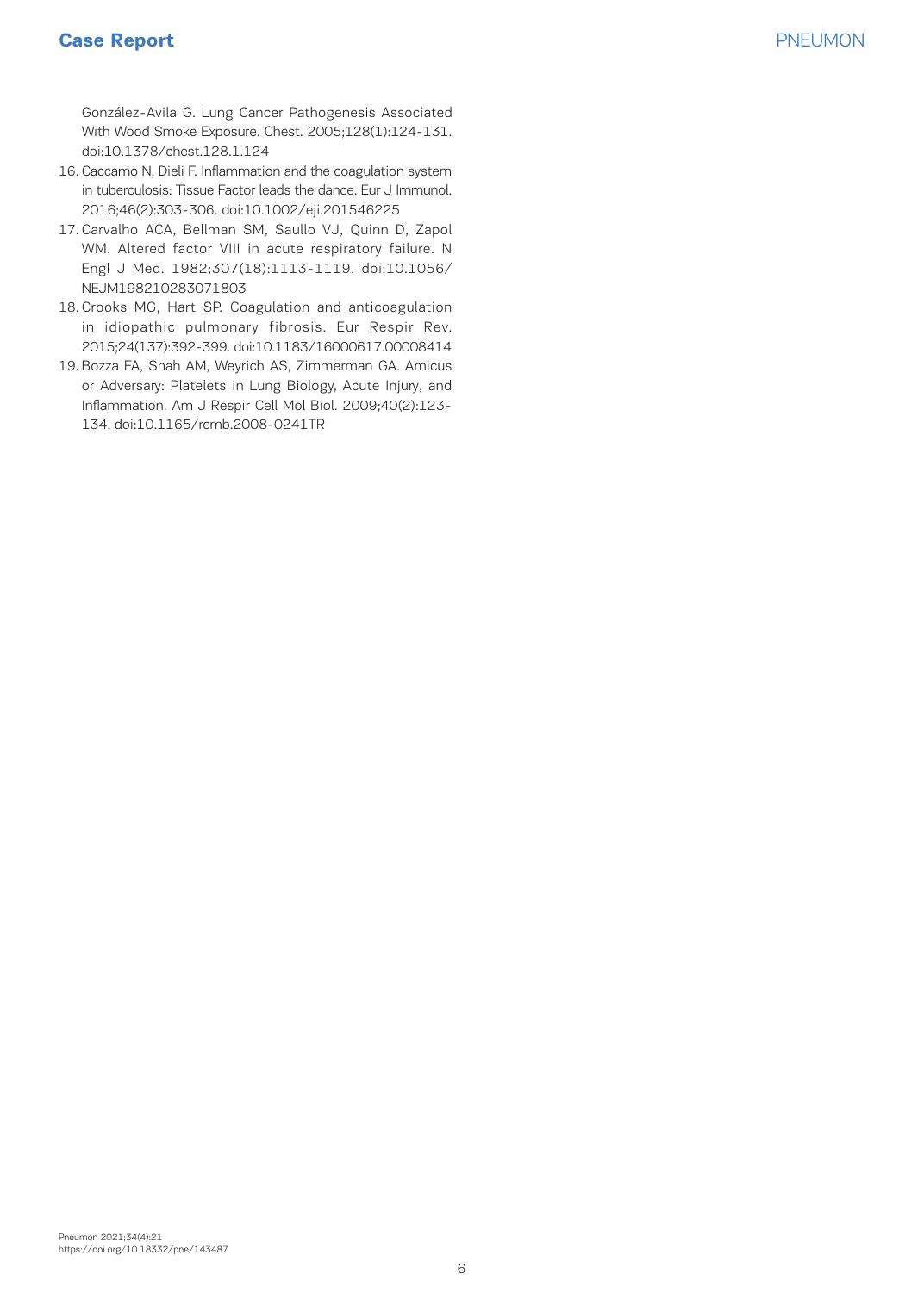González-Avila G. Lung Cancer Pathogenesis Associated With Wood Smoke Exposure. Chest. 2005;128(1):124-131. doi:10.1378/chest.128.1.124

16. Caccamo N, Dieli F. Inflammation and the coagulation system in tuberculosis: Tissue Factor leads the dance. Eur J Immunol. 2016;46(2):303-306. doi:10.1002/eji.201546225
17. Carvalho ACA, Bellman SM, Saullo VJ, Quinn D, Zapol WM. Altered factor VIII in acute respiratory failure. N Engl J Med. 1982;307(18):1113-1119. doi:10.1056/NEJM198210283071803
18. Crooks MG, Hart SP. Coagulation and anticoagulation in idiopathic pulmonary fibrosis. Eur Respir Rev. 2015;24(137):392-399. doi:10.1183/16000617.00008414
19. Bozza FA, Shah AM, Weyrich AS, Zimmerman GA. Amicus or Adversary: Platelets in Lung Biology, Acute Injury, and Inflammation. Am J Respir Cell Mol Biol. 2009;40(2):123-134. doi:10.1165/rcmb.2008-0241TR